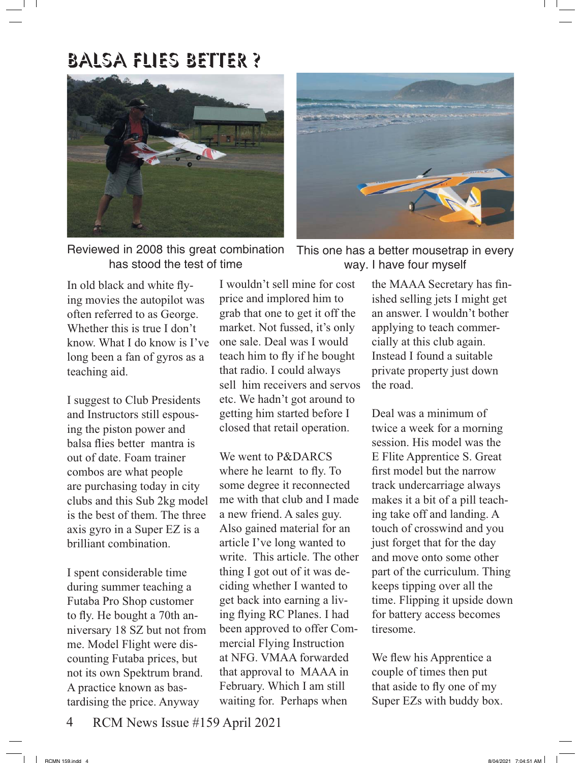# BALSA FLIES BETTER ?

Reviewed in 2008 this great combination has stood the test of time

This one has a better mousetrap in every way. I have four myself

In old black and white flying movies the autopilot was often referred to as George. Whether this is true I don't know. What I do know is I've long been a fan of gyros as a teaching aid.

I suggest to Club Presidents and Instructors still espousing the piston power and balsa flies better mantra is out of date. Foam trainer combos are what people are purchasing today in city clubs and this Sub 2kg model is the best of them. The three axis gyro in a Super EZ is a brilliant combination.

I spent considerable time during summer teaching a Futaba Pro Shop customer to fly. He bought a 70th anniversary 18 SZ but not from me. Model Flight were discounting Futaba prices, but not its own Spektrum brand. A practice known as bastardising the price. Anyway I wouldn't sell mine for cost price and implored him to grab that one to get it off the market. Not fussed, it's only one sale. Deal was I would teach him to fly if he bought that radio. I could always sell him receivers and servos etc. We hadn't got around to getting him started before I closed that retail operation.

We went to P&DARCS where he learnt to fly. To some degree it reconnected me with that club and I made a new friend. A sales guy. Also gained material for an article I've long wanted to write. This article. The other thing I got out of it was deciding whether I wanted to get back into earning a living flying RC Planes. I had been approved to offer Commercial Flying Instruction at NFG. VMAA forwarded that approval to MAAA in February. Which I am still waiting for. Perhaps when the MAAA Secretary has finished selling jets I might get an answer. I wouldn't bother applying to teach commercially at this club again. Instead I found a suitable private property just down the road.

Deal was a minimum of twice a week for a morning session. His model was the E Flite Apprentice S. Great first model but the narrow track undercarriage always makes it a bit of a pill teaching take off and landing. A touch of crosswind and you just forget that for the day and move onto some other part of the curriculum. Thing keeps tipping over all the time. Flipping it upside down for battery access becomes tiresome.

We flew his Apprentice a couple of times then put that aside to fly one of my Super EZs with buddy box.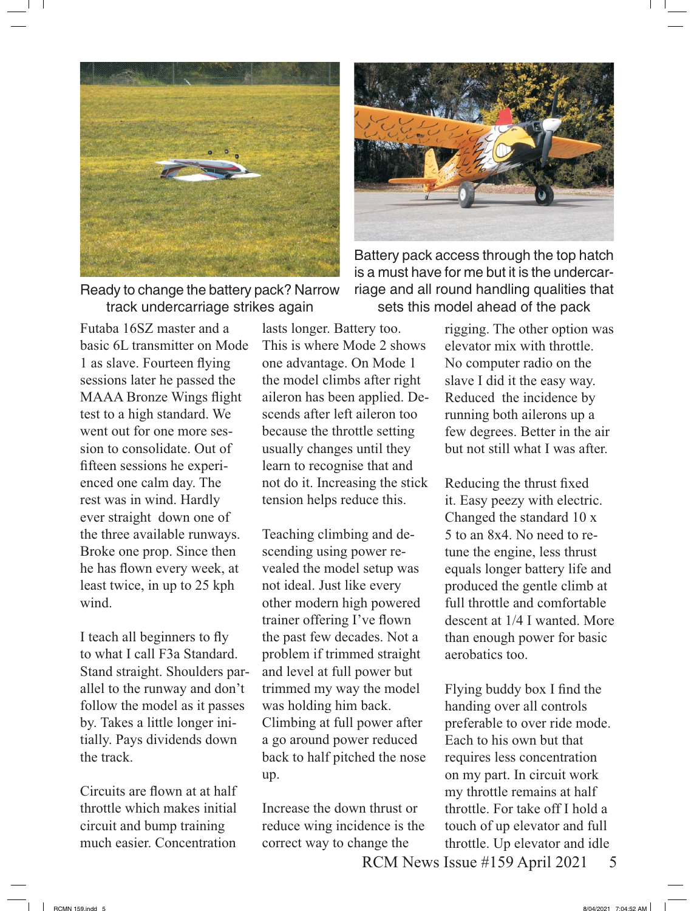Ready to change the battery pack? Narrow track undercarriage strikes again

Battery pack access through the top hatch is a must have for me but it is the undercarriage and all round handling qualities that sets this model ahead of the pack

Futaba 16SZ master and a basic 6L transmitter on Mode 1 as slave. Fourteen flying sessions later he passed the MAAA Bronze Wings flight test to a high standard. We went out for one more session to consolidate. Out of fifteen sessions he experienced one calm day. The rest was in wind. Hardly ever straight down one of the three available runways. Broke one prop. Since then he has flown every week, at least twice, in up to 25 kph wind.

I teach all beginners to fly to what I call F3a Standard. Stand straight. Shoulders parallel to the runway and don't follow the model as it passes by. Takes a little longer initially. Pays dividends down the track.

Circuits are flown at at half throttle which makes initial circuit and bump training much easier. Concentration lasts longer. Battery too. This is where Mode 2 shows one advantage. On Mode 1 the model climbs after right aileron has been applied. Descends after left aileron too because the throttle setting usually changes until they learn to recognise that and not do it. Increasing the stick tension helps reduce this.

Teaching climbing and descending using power revealed the model setup was not ideal. Just like every other modern high powered trainer offering I've flown the past few decades. Not a problem if trimmed straight and level at full power but trimmed my way the model was holding him back. Climbing at full power after a go around power reduced back to half pitched the nose up.

Increase the down thrust or reduce wing incidence is the correct way to change the rigging. The other option was elevator mix with throttle. No computer radio on the slave I did it the easy way. Reduced the incidence by running both ailerons up a few degrees. Better in the air but not still what I was after.

Reducing the thrust fixed it. Easy peezy with electric. Changed the standard 10 x 5 to an 8x4. No need to retune the engine, less thrust equals longer battery life and produced the gentle climb at full throttle and comfortable descent at 1/4 I wanted. More than enough power for basic aerobatics too.

Flying buddy box I find the handing over all controls preferable to over ride mode. Each to his own but that requires less concentration on my part. In circuit work my throttle remains at half throttle. For take off I hold a touch of up elevator and full throttle. Up elevator and idle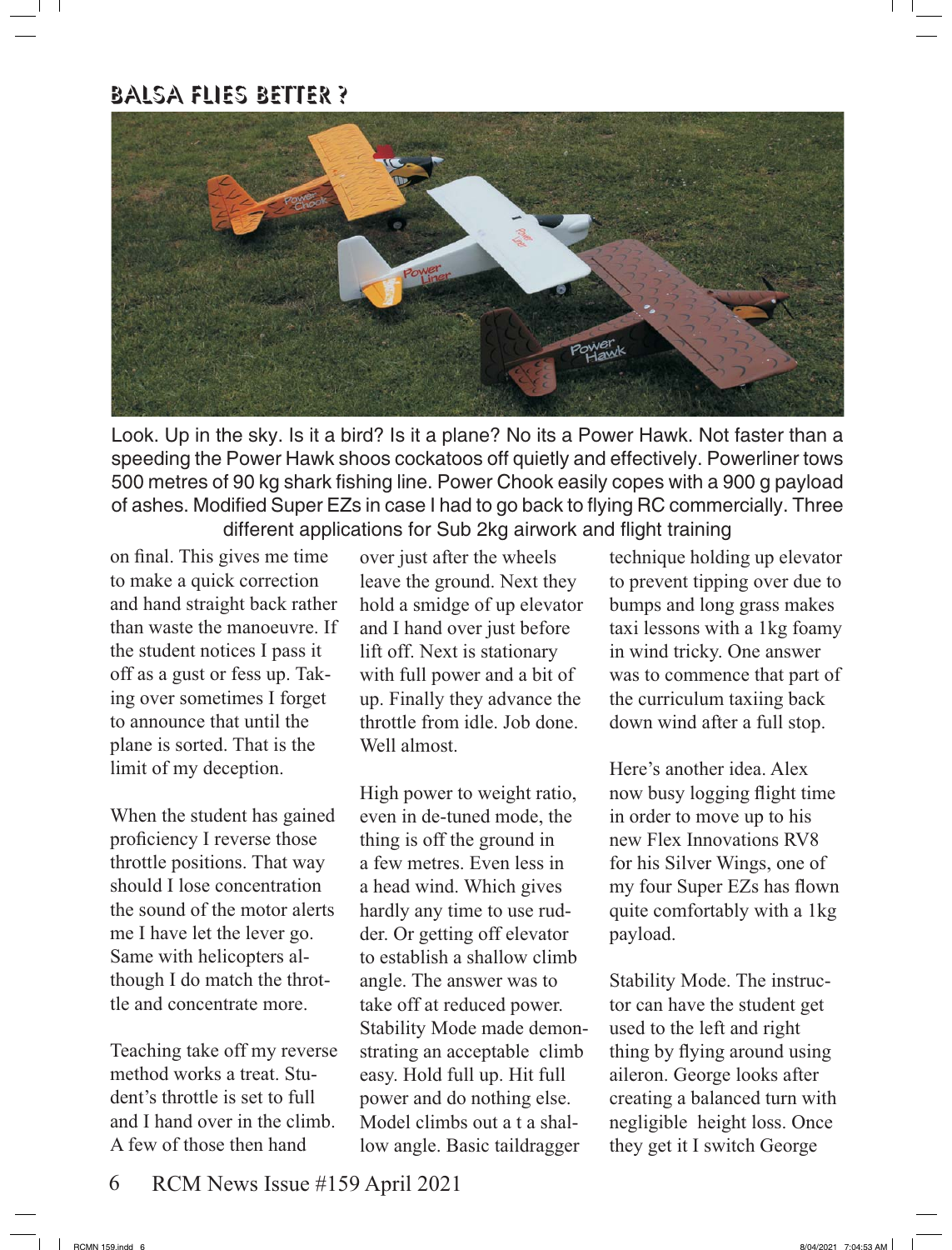## BALSA FLIES BETTER ?

Look. Up in the sky. Is it a bird? Is it a plane? No its a Power Hawk. Not faster than a speeding the Power Hawk shoos cockatoos off quietly and effectively. Powerliner tows 500 metres of 90 kg shark fishing line. Power Chook easily copes with a 900 g payload of ashes. Modified Super EZs in case I had to go back to flying RC commercially. Three different applications for Sub 2kg airwork and flight training

on final. This gives me time to make a quick correction and hand straight back rather than waste the manoeuvre. If the student notices I pass it off as a gust or fess up. Taking over sometimes I forget to announce that until the plane is sorted. That is the limit of my deception.

When the student has gained proficiency I reverse those throttle positions. That way should I lose concentration the sound of the motor alerts me I have let the lever go. Same with helicopters although I do match the throttle and concentrate more.

Teaching take off my reverse method works a treat. Student's throttle is set to full and I hand over in the climb. A few of those then hand over just after the wheels leave the ground. Next they hold a smidge of up elevator and I hand over just before lift off. Next is stationary with full power and a bit of up. Finally they advance the throttle from idle. Job done. Well almost.

High power to weight ratio, even in de-tuned mode, the thing is off the ground in a few metres. Even less in a head wind. Which gives hardly any time to use rudder. Or getting off elevator to establish a shallow climb angle. The answer was to take off at reduced power. Stability Mode made demonstrating an acceptable climb easy. Hold full up. Hit full power and do nothing else. Model climbs out a t a shallow angle. Basic taildragger technique holding up elevator to prevent tipping over due to bumps and long grass makes taxi lessons with a 1kg foamy in wind tricky. One answer was to commence that part of the curriculum taxiing back down wind after a full stop.

Here's another idea. Alex now busy logging flight time in order to move up to his new Flex Innovations RV8 for his Silver Wings, one of my four Super EZs has flown quite comfortably with a 1kg payload.

Stability Mode. The instructor can have the student get used to the left and right thing by flying around using aileron. George looks after creating a balanced turn with negligible height loss. Once they get it I switch George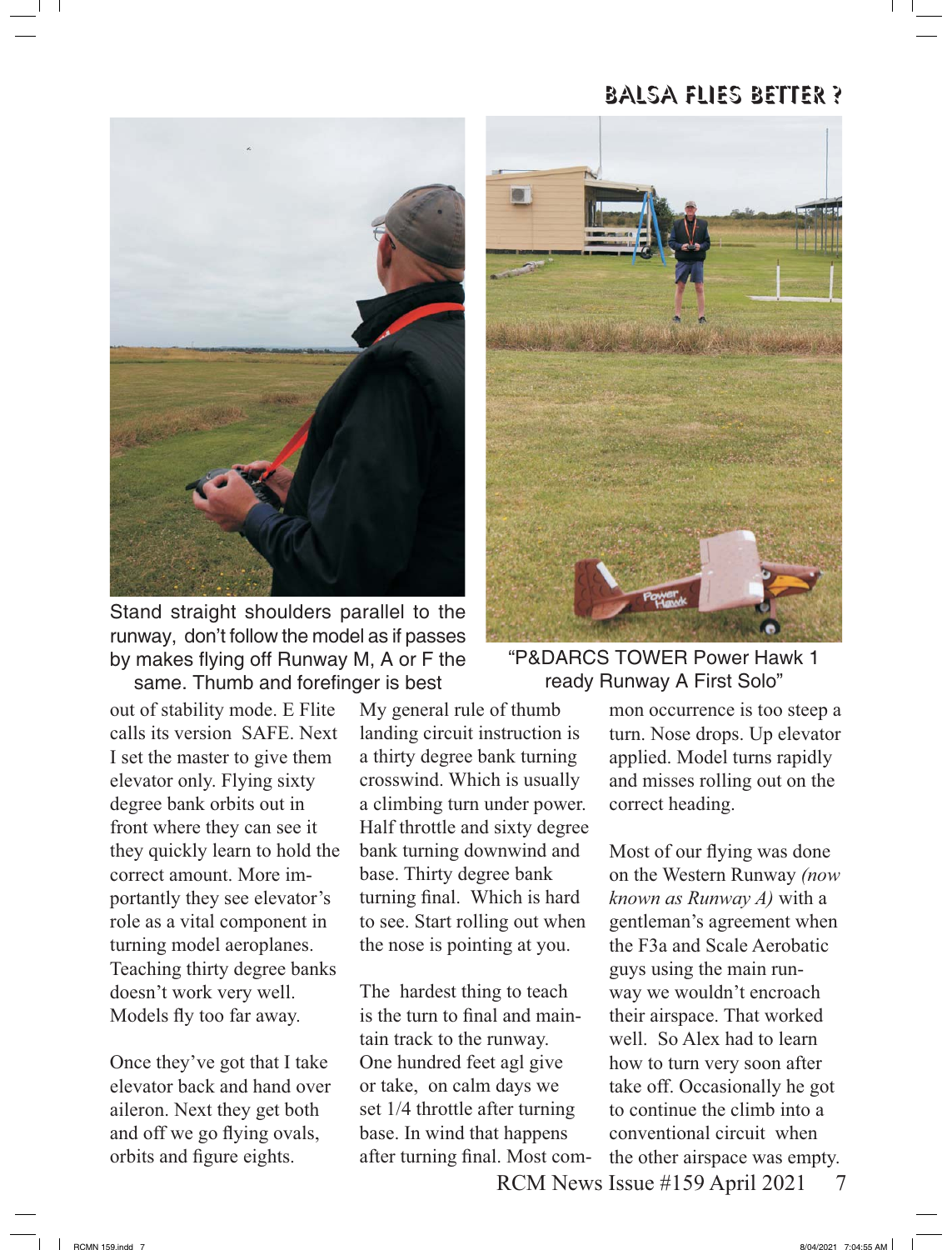Stand straight shoulders parallel to the runway, don't follow the model as if passes by makes flying off Runway M, A or F the same. Thumb and forefinger is best

"P&DARCS TOWER Power Hawk 1 ready Runway A First Solo"

out of stability mode. E Flite calls its version SAFE. Next I set the master to give them elevator only. Flying sixty degree bank orbits out in front where they can see it they quickly learn to hold the correct amount. More importantly they see elevator's role as a vital component in turning model aeroplanes. Teaching thirty degree banks doesn't work very well. Models fly too far away.

Once they've got that I take elevator back and hand over aileron. Next they get both and off we go flying ovals, orbits and figure eights.

My general rule of thumb landing circuit instruction is a thirty degree bank turning crosswind. Which is usually a climbing turn under power. Half throttle and sixty degree bank turning downwind and base. Thirty degree bank turning final. Which is hard to see. Start rolling out when the nose is pointing at you.

The hardest thing to teach is the turn to final and maintain track to the runway. One hundred feet agl give or take, on calm days we set 1/4 throttle after turning base. In wind that happens after turning final. Most common occurrence is too steep a turn. Nose drops. Up elevator applied. Model turns rapidly and misses rolling out on the correct heading.

Most of our flying was done on the Western Runway *(now known as Runway A)* with a gentleman's agreement when the F3a and Scale Aerobatic guys using the main runway we wouldn't encroach their airspace. That worked well. So Alex had to learn how to turn very soon after take off. Occasionally he got to continue the climb into a conventional circuit when the other airspace was empty.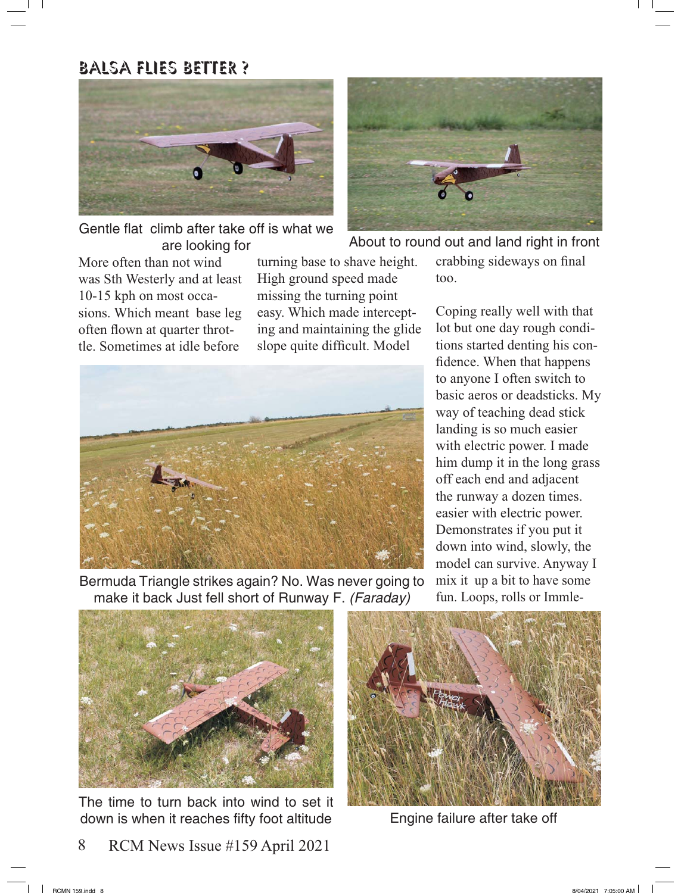## BALSA FLIES BETTER ?

Gentle flat climb after take off is what we are looking for

About to round out and land right in front

More often than not wind was Sth Westerly and at least 10-15 kph on most occasions. Which meant base leg often flown at quarter throttle. Sometimes at idle before turning base to shave height. High ground speed made missing the turning point easy. Which made intercepting and maintaining the glide slope quite difficult. Model crabbing sideways on final too.

Coping really well with that lot but one day rough conditions started denting his confidence. When that happens to anyone I often switch to basic aeros or deadsticks. My way of teaching dead stick landing is so much easier with electric power. I made him dump it in the long grass off each end and adjacent the runway a dozen times. easier with electric power. Demonstrates if you put it down into wind, slowly, the model can survive. Anyway I mix it up a bit to have some fun. Loops, rolls or Immle-

Bermuda Triangle strikes again? No. Was never going to make it back Just fell short of Runway F. *(Faraday)*

The time to turn back into wind to set it down is when it reaches fifty foot altitude

Engine failure after take off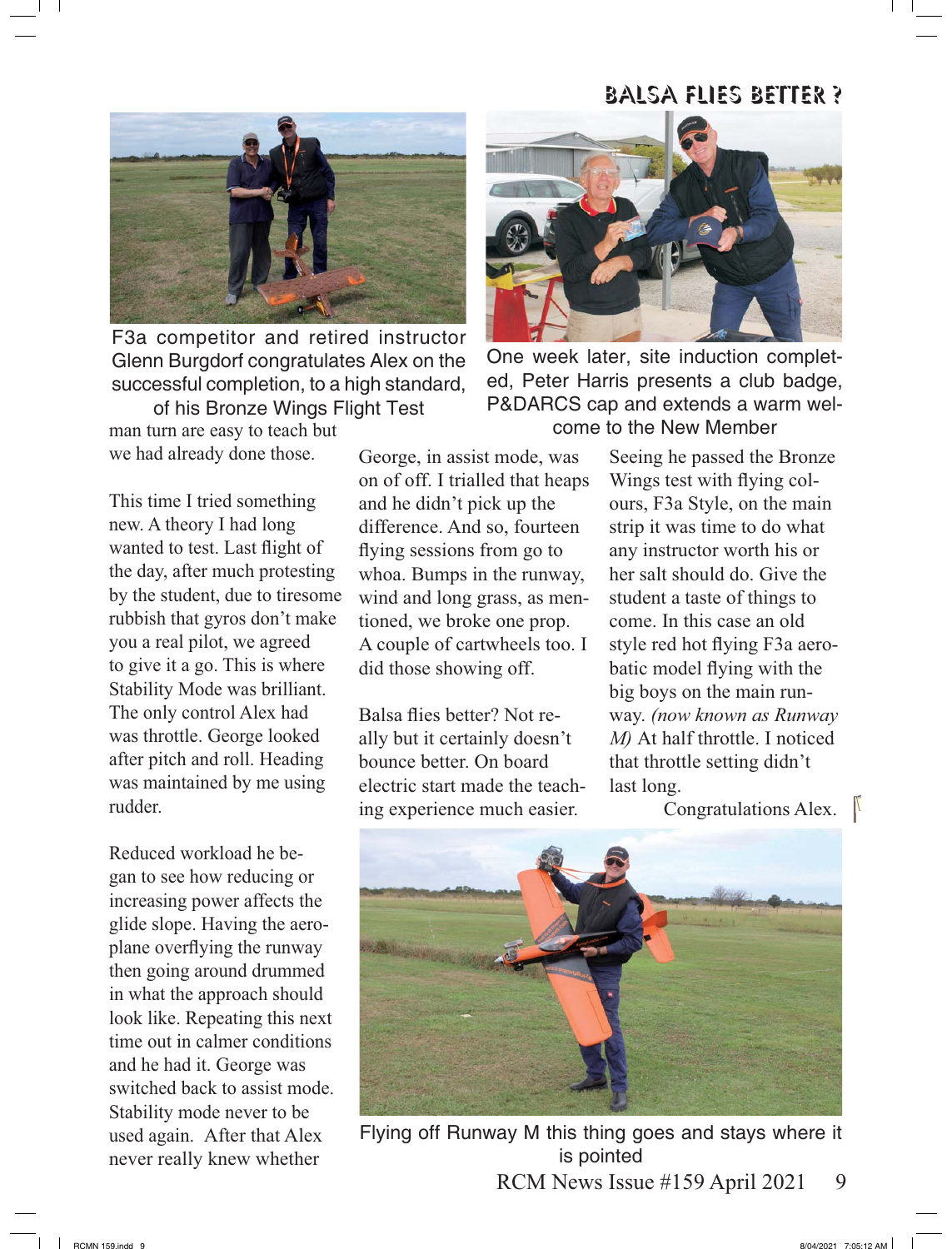F3a competitor and retired instructor Glenn Burgdorf congratulates Alex on the successful completion, to a high standard, of his Bronze Wings Flight Test

One week later, site induction completed, Peter Harris presents a club badge, P&DARCS cap and extends a warm welcome to the New Member

man turn are easy to teach but we had already done those.

This time I tried something new. A theory I had long wanted to test. Last flight of the day, after much protesting by the student, due to tiresome rubbish that gyros don't make you a real pilot, we agreed to give it a go. This is where Stability Mode was brilliant. The only control Alex had was throttle. George looked after pitch and roll. Heading was maintained by me using rudder.

Reduced workload he began to see how reducing or increasing power affects the glide slope. Having the aeroplane overflying the runway then going around drummed in what the approach should look like. Repeating this next time out in calmer conditions and he had it. George was switched back to assist mode. Stability mode never to be used again. After that Alex never really knew whether George, in assist mode, was on of off. I trialled that heaps and he didn't pick up the difference. And so, fourteen flying sessions from go to whoa. Bumps in the runway, wind and long grass, as mentioned, we broke one prop. A couple of cartwheels too. I did those showing off.

Balsa flies better? Not really but it certainly doesn't bounce better. On board electric start made the teaching experience much easier.

Seeing he passed the Bronze Wings test with flying colours, F3a Style, on the main strip it was time to do what any instructor worth his or her salt should do. Give the student a taste of things to come. In this case an old style red hot flying F3a aerobatic model flying with the big boys on the main runway. *(now known as Runway M)* At half throttle. I noticed that throttle setting didn't last long.

Congratulations Alex.

Flying off Runway M this thing goes and stays where it is pointed